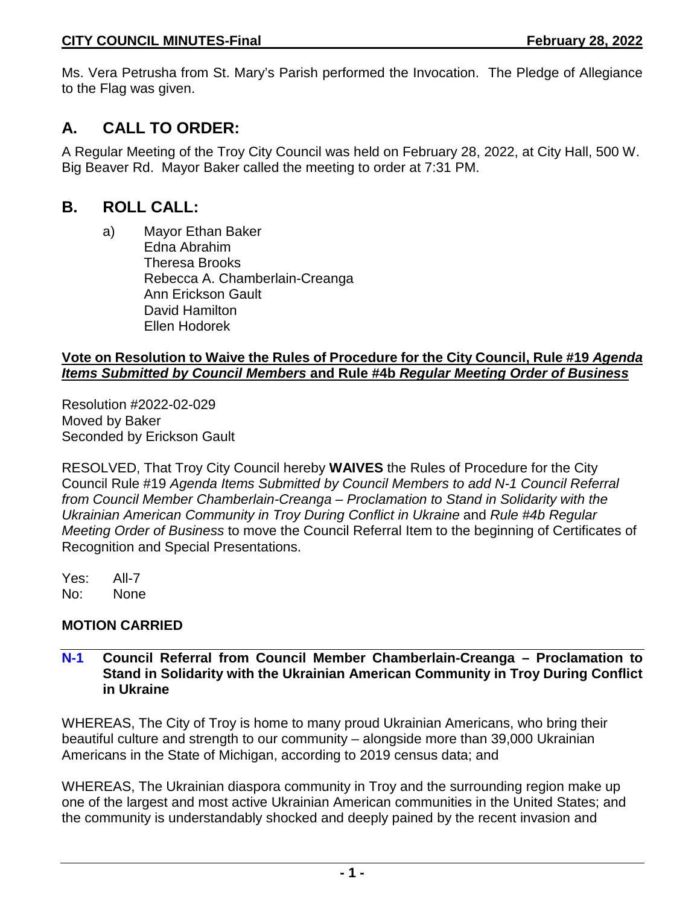Ms. Vera Petrusha from St. Mary's Parish performed the Invocation. The Pledge of Allegiance to the Flag was given.

## A. CALL TO ORDER:

A Regular Meeting of the Troy City Council was held on February 28, 2022, at City Hall, 500 W. Big Beaver Rd. Mayor Baker called the meeting to order at 7:31 PM.

## B. ROLL CALL:

a) Mayor Ethan Baker
Edna Abrahim
Theresa Brooks
Rebecca A. Chamberlain-Creanga
Ann Erickson Gault
David Hamilton
Ellen Hodorek

**Vote on Resolution to Waive the Rules of Procedure for the City Council, Rule #19 *Agenda Items Submitted by Council Members* and Rule #4b *Regular Meeting Order of Business***

Resolution #2022-02-029
Moved by Baker
Seconded by Erickson Gault

RESOLVED, That Troy City Council hereby **WAIVES** the Rules of Procedure for the City Council Rule #19 *Agenda Items Submitted by Council Members to add N-1 Council Referral from Council Member Chamberlain-Creanga – Proclamation to Stand in Solidarity with the Ukrainian American Community in Troy During Conflict in Ukraine* and *Rule #4b Regular Meeting Order of Business* to move the Council Referral Item to the beginning of Certificates of Recognition and Special Presentations.

Yes: All-7
No: None

**MOTION CARRIED**

### N-1 Council Referral from Council Member Chamberlain-Creanga – Proclamation to Stand in Solidarity with the Ukrainian American Community in Troy During Conflict in Ukraine

WHEREAS, The City of Troy is home to many proud Ukrainian Americans, who bring their beautiful culture and strength to our community – alongside more than 39,000 Ukrainian Americans in the State of Michigan, according to 2019 census data; and

WHEREAS, The Ukrainian diaspora community in Troy and the surrounding region make up one of the largest and most active Ukrainian American communities in the United States; and the community is understandably shocked and deeply pained by the recent invasion and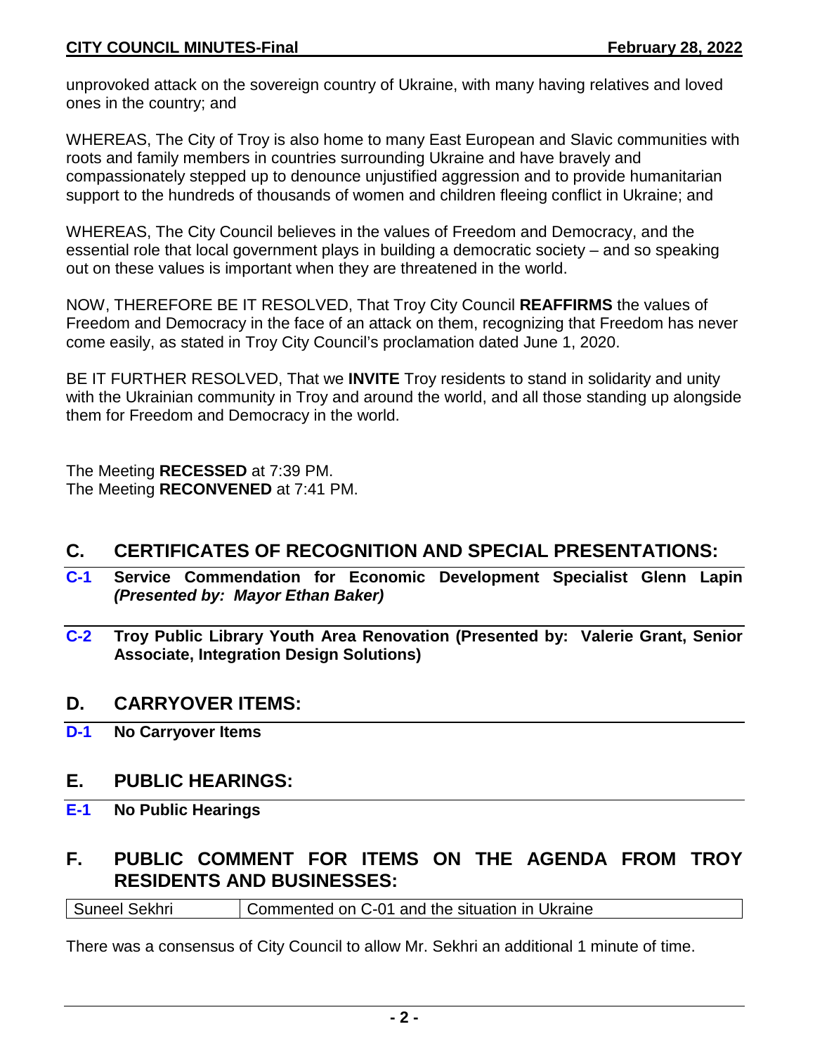unprovoked attack on the sovereign country of Ukraine, with many having relatives and loved ones in the country; and

WHEREAS, The City of Troy is also home to many East European and Slavic communities with roots and family members in countries surrounding Ukraine and have bravely and compassionately stepped up to denounce unjustified aggression and to provide humanitarian support to the hundreds of thousands of women and children fleeing conflict in Ukraine; and

WHEREAS, The City Council believes in the values of Freedom and Democracy, and the essential role that local government plays in building a democratic society – and so speaking out on these values is important when they are threatened in the world.

NOW, THEREFORE BE IT RESOLVED, That Troy City Council **REAFFIRMS** the values of Freedom and Democracy in the face of an attack on them, recognizing that Freedom has never come easily, as stated in Troy City Council's proclamation dated June 1, 2020.

BE IT FURTHER RESOLVED, That we **INVITE** Troy residents to stand in solidarity and unity with the Ukrainian community in Troy and around the world, and all those standing up alongside them for Freedom and Democracy in the world.

The Meeting **RECESSED** at 7:39 PM.
The Meeting **RECONVENED** at 7:41 PM.

## C. CERTIFICATES OF RECOGNITION AND SPECIAL PRESENTATIONS:

**C-1 Service Commendation for Economic Development Specialist Glenn Lapin *(Presented by: Mayor Ethan Baker)***

**C-2 Troy Public Library Youth Area Renovation (Presented by: Valerie Grant, Senior Associate, Integration Design Solutions)**

## D. CARRYOVER ITEMS:

**D-1 No Carryover Items**

## E. PUBLIC HEARINGS:

**E-1 No Public Hearings**

## F. PUBLIC COMMENT FOR ITEMS ON THE AGENDA FROM TROY RESIDENTS AND BUSINESSES:

| Suneel Sekhri | Commented on C-01 and the situation in Ukraine |
|---|---|

There was a consensus of City Council to allow Mr. Sekhri an additional 1 minute of time.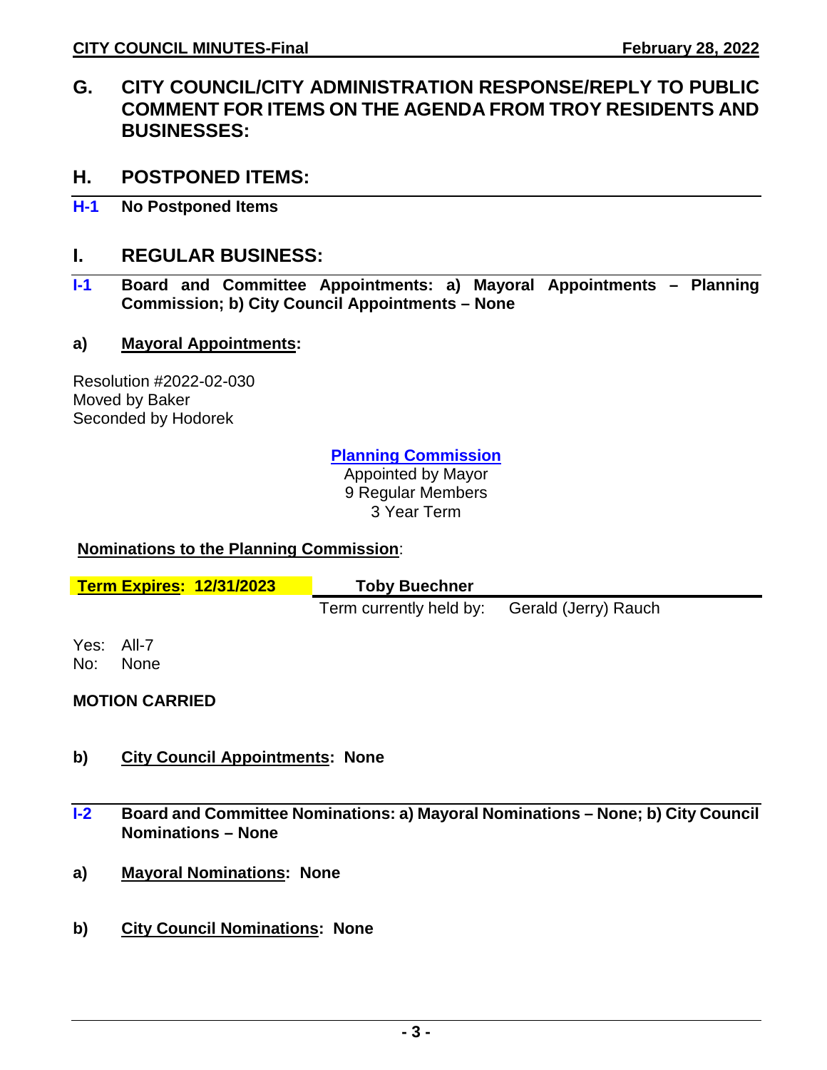## G. CITY COUNCIL/CITY ADMINISTRATION RESPONSE/REPLY TO PUBLIC COMMENT FOR ITEMS ON THE AGENDA FROM TROY RESIDENTS AND BUSINESSES:

## H. POSTPONED ITEMS:

**H-1 No Postponed Items**

## I. REGULAR BUSINESS:

**I-1 Board and Committee Appointments: a) Mayoral Appointments – Planning Commission; b) City Council Appointments – None**

**a) Mayoral Appointments:**

Resolution #2022-02-030
Moved by Baker
Seconded by Hodorek

**Planning Commission**
Appointed by Mayor
9 Regular Members
3 Year Term

**Nominations to the Planning Commission**:

| **Term Expires: 12/31/2023** | **Toby Buechner** | |
|---|---|---|
| | Term currently held by: | Gerald (Jerry) Rauch |

Yes: All-7
No: None

**MOTION CARRIED**

**b) City Council Appointments: None**

**I-2 Board and Committee Nominations: a) Mayoral Nominations – None; b) City Council Nominations – None**

**a) Mayoral Nominations: None**

**b) City Council Nominations: None**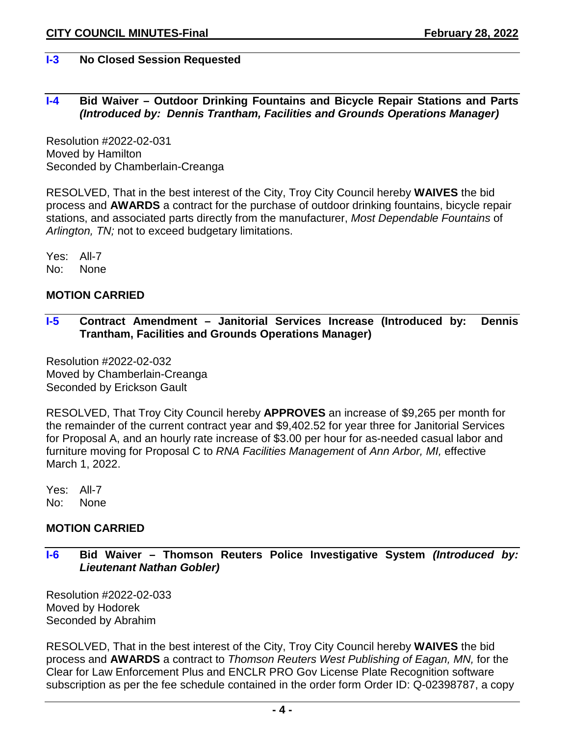### I-3 No Closed Session Requested

### I-4 Bid Waiver – Outdoor Drinking Fountains and Bicycle Repair Stations and Parts *(Introduced by: Dennis Trantham, Facilities and Grounds Operations Manager)*

Resolution #2022-02-031
Moved by Hamilton
Seconded by Chamberlain-Creanga

RESOLVED, That in the best interest of the City, Troy City Council hereby **WAIVES** the bid process and **AWARDS** a contract for the purchase of outdoor drinking fountains, bicycle repair stations, and associated parts directly from the manufacturer, *Most Dependable Fountains* of *Arlington, TN;* not to exceed budgetary limitations.

Yes: All-7
No: None

**MOTION CARRIED**

### I-5 Contract Amendment – Janitorial Services Increase (Introduced by: Dennis Trantham, Facilities and Grounds Operations Manager)

Resolution #2022-02-032
Moved by Chamberlain-Creanga
Seconded by Erickson Gault

RESOLVED, That Troy City Council hereby **APPROVES** an increase of $9,265 per month for the remainder of the current contract year and $9,402.52 for year three for Janitorial Services for Proposal A, and an hourly rate increase of $3.00 per hour for as-needed casual labor and furniture moving for Proposal C to *RNA Facilities Management* of *Ann Arbor, MI,* effective March 1, 2022.

Yes: All-7
No: None

**MOTION CARRIED**

### I-6 Bid Waiver – Thomson Reuters Police Investigative System *(Introduced by: Lieutenant Nathan Gobler)*

Resolution #2022-02-033
Moved by Hodorek
Seconded by Abrahim

RESOLVED, That in the best interest of the City, Troy City Council hereby **WAIVES** the bid process and **AWARDS** a contract to *Thomson Reuters West Publishing of Eagan, MN,* for the Clear for Law Enforcement Plus and ENCLR PRO Gov License Plate Recognition software subscription as per the fee schedule contained in the order form Order ID: Q-02398787, a copy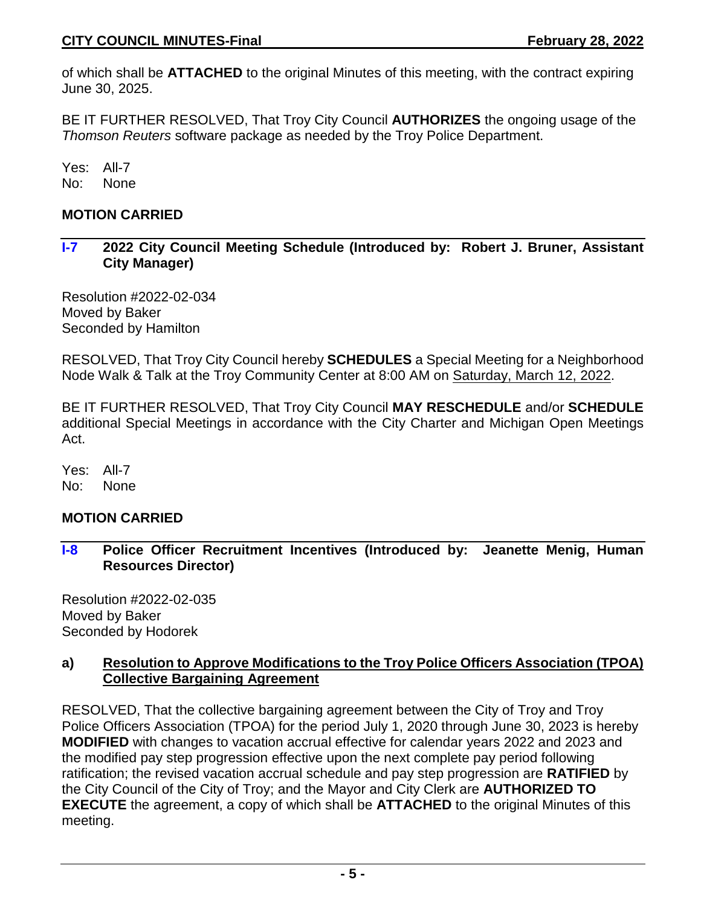of which shall be **ATTACHED** to the original Minutes of this meeting, with the contract expiring June 30, 2025.

BE IT FURTHER RESOLVED, That Troy City Council **AUTHORIZES** the ongoing usage of the *Thomson Reuters* software package as needed by the Troy Police Department.

Yes: All-7
No: None

**MOTION CARRIED**

### I-7 2022 City Council Meeting Schedule (Introduced by: Robert J. Bruner, Assistant City Manager)

Resolution #2022-02-034
Moved by Baker
Seconded by Hamilton

RESOLVED, That Troy City Council hereby **SCHEDULES** a Special Meeting for a Neighborhood Node Walk & Talk at the Troy Community Center at 8:00 AM on <u>Saturday, March 12, 2022</u>.

BE IT FURTHER RESOLVED, That Troy City Council **MAY RESCHEDULE** and/or **SCHEDULE** additional Special Meetings in accordance with the City Charter and Michigan Open Meetings Act.

Yes: All-7
No: None

**MOTION CARRIED**

### I-8 Police Officer Recruitment Incentives (Introduced by: Jeanette Menig, Human Resources Director)

Resolution #2022-02-035
Moved by Baker
Seconded by Hodorek

**a) <u>Resolution to Approve Modifications to the Troy Police Officers Association (TPOA) Collective Bargaining Agreement</u>**

RESOLVED, That the collective bargaining agreement between the City of Troy and Troy Police Officers Association (TPOA) for the period July 1, 2020 through June 30, 2023 is hereby **MODIFIED** with changes to vacation accrual effective for calendar years 2022 and 2023 and the modified pay step progression effective upon the next complete pay period following ratification; the revised vacation accrual schedule and pay step progression are **RATIFIED** by the City Council of the City of Troy; and the Mayor and City Clerk are **AUTHORIZED TO EXECUTE** the agreement, a copy of which shall be **ATTACHED** to the original Minutes of this meeting.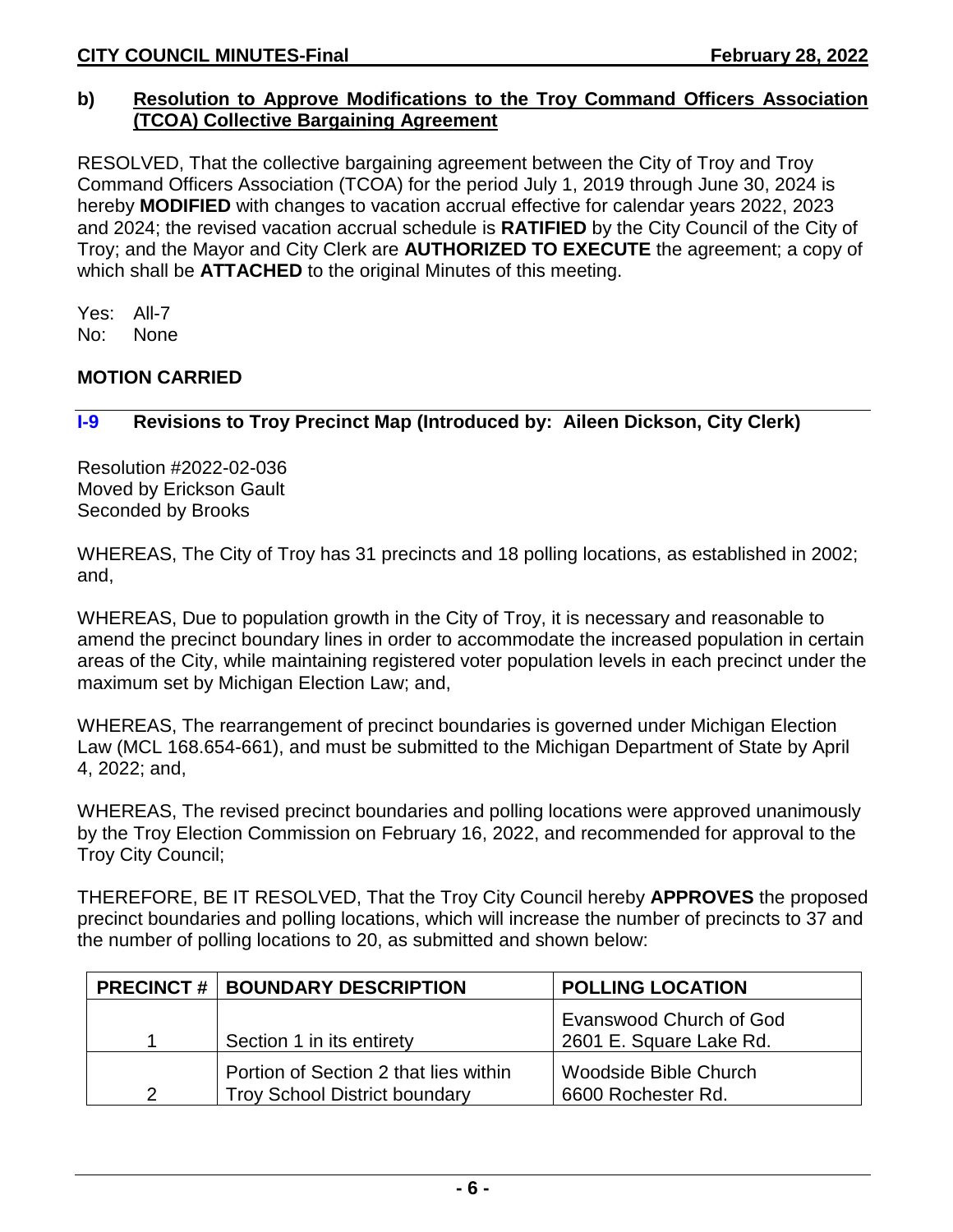### b) Resolution to Approve Modifications to the Troy Command Officers Association (TCOA) Collective Bargaining Agreement

RESOLVED, That the collective bargaining agreement between the City of Troy and Troy Command Officers Association (TCOA) for the period July 1, 2019 through June 30, 2024 is hereby **MODIFIED** with changes to vacation accrual effective for calendar years 2022, 2023 and 2024; the revised vacation accrual schedule is **RATIFIED** by the City Council of the City of Troy; and the Mayor and City Clerk are **AUTHORIZED TO EXECUTE** the agreement; a copy of which shall be **ATTACHED** to the original Minutes of this meeting.

Yes: All-7
No: None

**MOTION CARRIED**

## I-9 Revisions to Troy Precinct Map (Introduced by: Aileen Dickson, City Clerk)

Resolution #2022-02-036
Moved by Erickson Gault
Seconded by Brooks

WHEREAS, The City of Troy has 31 precincts and 18 polling locations, as established in 2002; and,

WHEREAS, Due to population growth in the City of Troy, it is necessary and reasonable to amend the precinct boundary lines in order to accommodate the increased population in certain areas of the City, while maintaining registered voter population levels in each precinct under the maximum set by Michigan Election Law; and,

WHEREAS, The rearrangement of precinct boundaries is governed under Michigan Election Law (MCL 168.654-661), and must be submitted to the Michigan Department of State by April 4, 2022; and,

WHEREAS, The revised precinct boundaries and polling locations were approved unanimously by the Troy Election Commission on February 16, 2022, and recommended for approval to the Troy City Council;

THEREFORE, BE IT RESOLVED, That the Troy City Council hereby **APPROVES** the proposed precinct boundaries and polling locations, which will increase the number of precincts to 37 and the number of polling locations to 20, as submitted and shown below:

| PRECINCT # | BOUNDARY DESCRIPTION | POLLING LOCATION |
|---|---|---|
| 1 | Section 1 in its entirety | Evanswood Church of God<br>2601 E. Square Lake Rd. |
| 2 | Portion of Section 2 that lies within Troy School District boundary | Woodside Bible Church<br>6600 Rochester Rd. |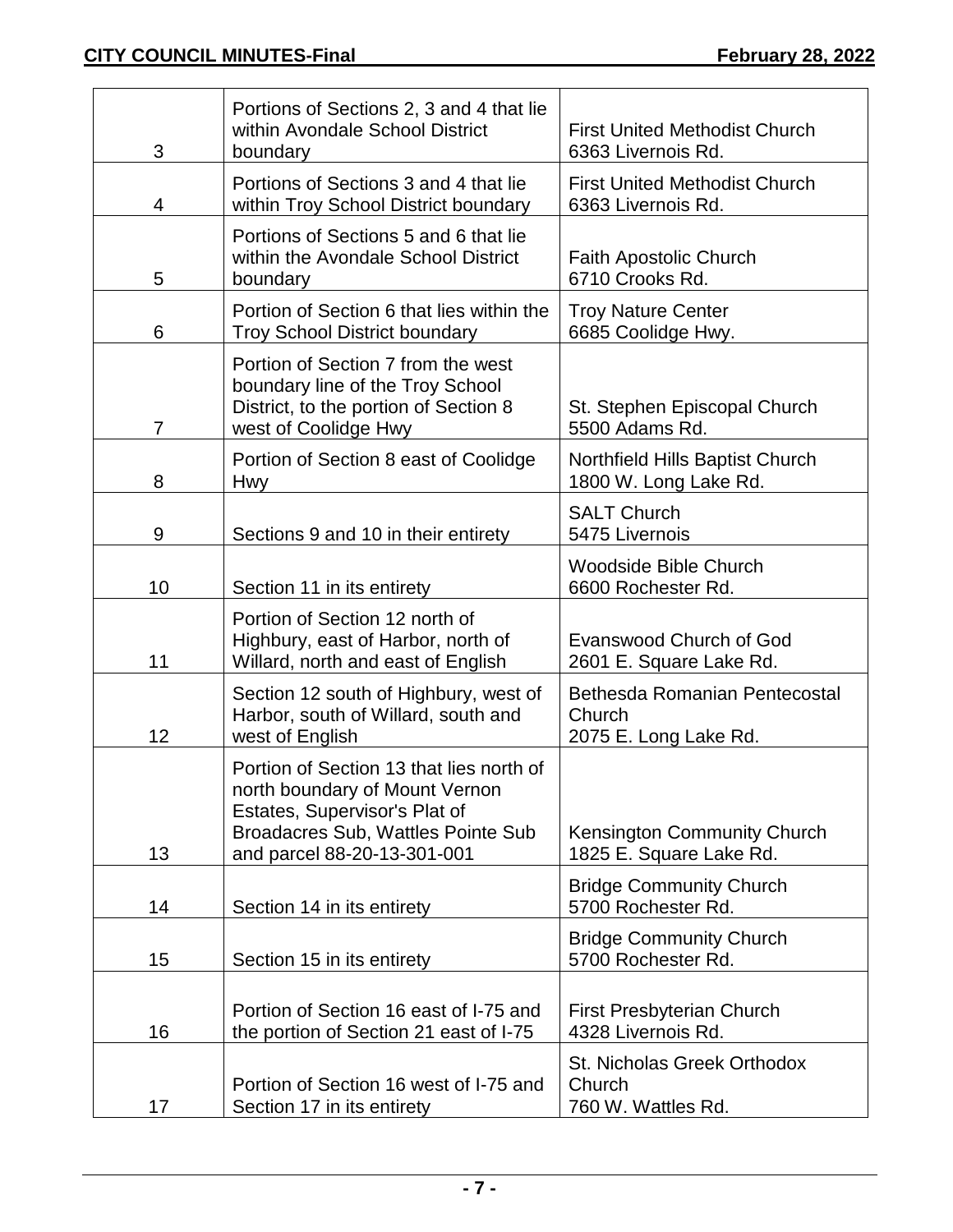| | | |
|---|---|---|
| 3 | Portions of Sections 2, 3 and 4 that lie within Avondale School District boundary | First United Methodist Church<br>6363 Livernois Rd. |
| 4 | Portions of Sections 3 and 4 that lie within Troy School District boundary | First United Methodist Church<br>6363 Livernois Rd. |
| 5 | Portions of Sections 5 and 6 that lie within the Avondale School District boundary | Faith Apostolic Church<br>6710 Crooks Rd. |
| 6 | Portion of Section 6 that lies within the Troy School District boundary | Troy Nature Center<br>6685 Coolidge Hwy. |
| 7 | Portion of Section 7 from the west boundary line of the Troy School District, to the portion of Section 8 west of Coolidge Hwy | St. Stephen Episcopal Church<br>5500 Adams Rd. |
| 8 | Portion of Section 8 east of Coolidge Hwy | Northfield Hills Baptist Church<br>1800 W. Long Lake Rd. |
| 9 | Sections 9 and 10 in their entirety | SALT Church<br>5475 Livernois |
| 10 | Section 11 in its entirety | Woodside Bible Church<br>6600 Rochester Rd. |
| 11 | Portion of Section 12 north of Highbury, east of Harbor, north of Willard, north and east of English | Evanswood Church of God<br>2601 E. Square Lake Rd. |
| 12 | Section 12 south of Highbury, west of Harbor, south of Willard, south and west of English | Bethesda Romanian Pentecostal Church<br>2075 E. Long Lake Rd. |
| 13 | Portion of Section 13 that lies north of north boundary of Mount Vernon Estates, Supervisor's Plat of Broadacres Sub, Wattles Pointe Sub and parcel 88-20-13-301-001 | Kensington Community Church<br>1825 E. Square Lake Rd. |
| 14 | Section 14 in its entirety | Bridge Community Church<br>5700 Rochester Rd. |
| 15 | Section 15 in its entirety | Bridge Community Church<br>5700 Rochester Rd. |
| 16 | Portion of Section 16 east of I-75 and the portion of Section 21 east of I-75 | First Presbyterian Church<br>4328 Livernois Rd. |
| 17 | Portion of Section 16 west of I-75 and Section 17 in its entirety | St. Nicholas Greek Orthodox Church<br>760 W. Wattles Rd. |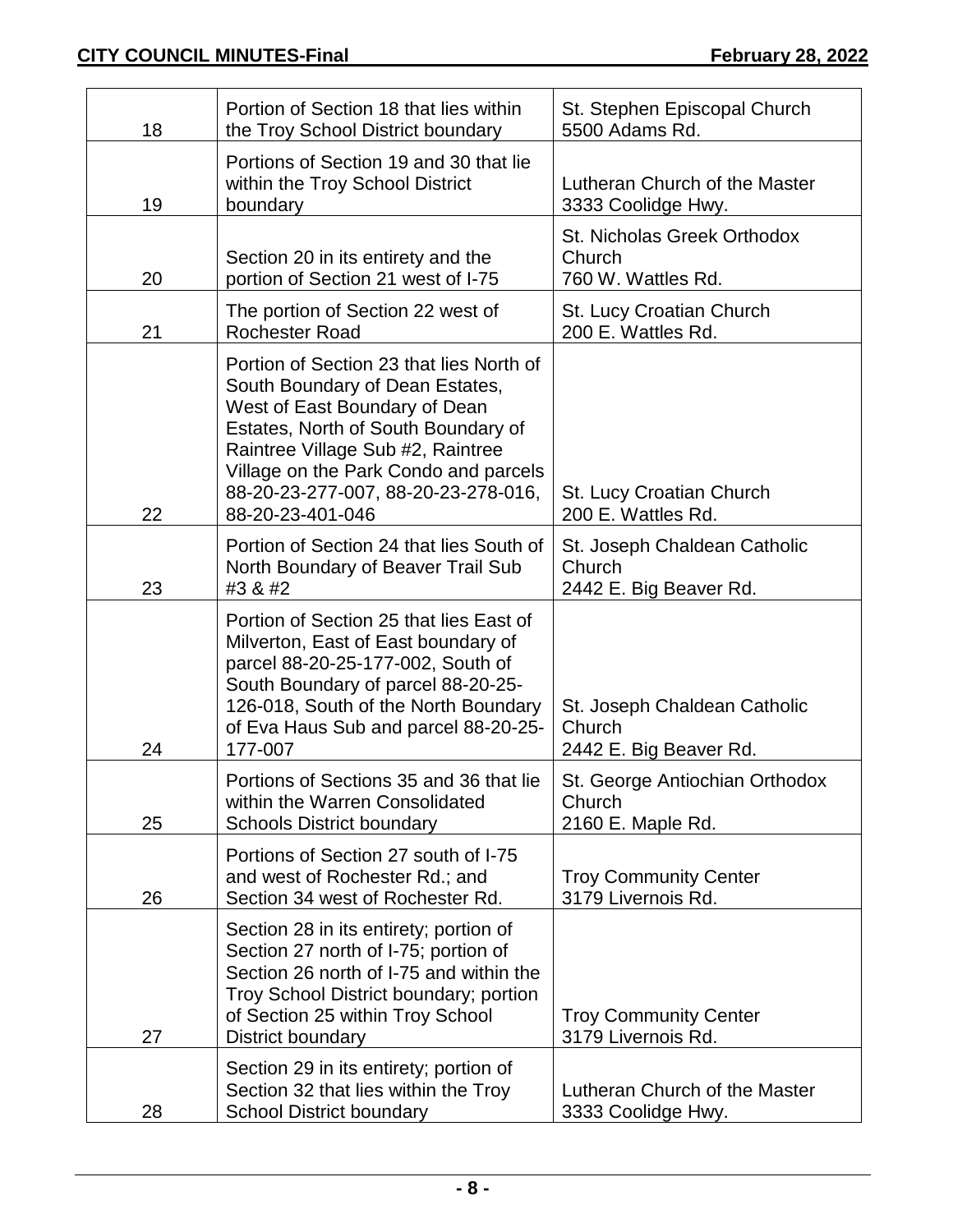| | | |
|---|---|---|
| 18 | Portion of Section 18 that lies within the Troy School District boundary | St. Stephen Episcopal Church 5500 Adams Rd. |
| 19 | Portions of Section 19 and 30 that lie within the Troy School District boundary | Lutheran Church of the Master 3333 Coolidge Hwy. |
| 20 | Section 20 in its entirety and the portion of Section 21 west of I-75 | St. Nicholas Greek Orthodox Church 760 W. Wattles Rd. |
| 21 | The portion of Section 22 west of Rochester Road | St. Lucy Croatian Church 200 E. Wattles Rd. |
| 22 | Portion of Section 23 that lies North of South Boundary of Dean Estates, West of East Boundary of Dean Estates, North of South Boundary of Raintree Village Sub #2, Raintree Village on the Park Condo and parcels 88-20-23-277-007, 88-20-23-278-016, 88-20-23-401-046 | St. Lucy Croatian Church 200 E. Wattles Rd. |
| 23 | Portion of Section 24 that lies South of North Boundary of Beaver Trail Sub #3 & #2 | St. Joseph Chaldean Catholic Church 2442 E. Big Beaver Rd. |
| 24 | Portion of Section 25 that lies East of Milverton, East of East boundary of parcel 88-20-25-177-002, South of South Boundary of parcel 88-20-25-126-018, South of the North Boundary of Eva Haus Sub and parcel 88-20-25-177-007 | St. Joseph Chaldean Catholic Church 2442 E. Big Beaver Rd. |
| 25 | Portions of Sections 35 and 36 that lie within the Warren Consolidated Schools District boundary | St. George Antiochian Orthodox Church 2160 E. Maple Rd. |
| 26 | Portions of Section 27 south of I-75 and west of Rochester Rd.; and Section 34 west of Rochester Rd. | Troy Community Center 3179 Livernois Rd. |
| 27 | Section 28 in its entirety; portion of Section 27 north of I-75; portion of Section 26 north of I-75 and within the Troy School District boundary; portion of Section 25 within Troy School District boundary | Troy Community Center 3179 Livernois Rd. |
| 28 | Section 29 in its entirety; portion of Section 32 that lies within the Troy School District boundary | Lutheran Church of the Master 3333 Coolidge Hwy. |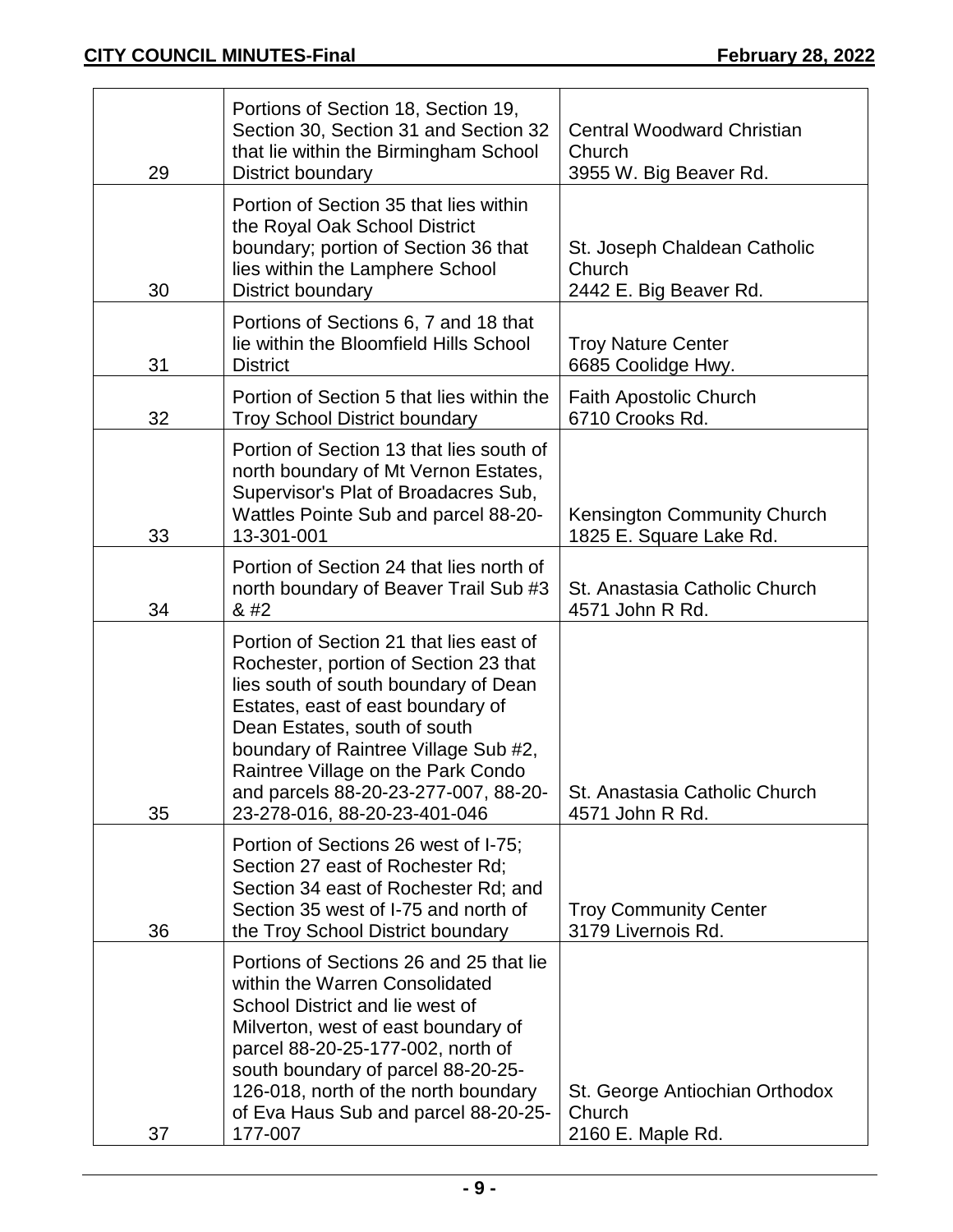| | | |
|---|---|---|
| 29 | Portions of Section 18, Section 19, Section 30, Section 31 and Section 32 that lie within the Birmingham School District boundary | Central Woodward Christian Church<br>3955 W. Big Beaver Rd. |
| 30 | Portion of Section 35 that lies within the Royal Oak School District boundary; portion of Section 36 that lies within the Lamphere School District boundary | St. Joseph Chaldean Catholic Church<br>2442 E. Big Beaver Rd. |
| 31 | Portions of Sections 6, 7 and 18 that lie within the Bloomfield Hills School District | Troy Nature Center<br>6685 Coolidge Hwy. |
| 32 | Portion of Section 5 that lies within the Troy School District boundary | Faith Apostolic Church<br>6710 Crooks Rd. |
| 33 | Portion of Section 13 that lies south of north boundary of Mt Vernon Estates, Supervisor's Plat of Broadacres Sub, Wattles Pointe Sub and parcel 88-20-13-301-001 | Kensington Community Church<br>1825 E. Square Lake Rd. |
| 34 | Portion of Section 24 that lies north of north boundary of Beaver Trail Sub #3 & #2 | St. Anastasia Catholic Church<br>4571 John R Rd. |
| 35 | Portion of Section 21 that lies east of Rochester, portion of Section 23 that lies south of south boundary of Dean Estates, east of east boundary of Dean Estates, south of south boundary of Raintree Village Sub #2, Raintree Village on the Park Condo and parcels 88-20-23-277-007, 88-20-23-278-016, 88-20-23-401-046 | St. Anastasia Catholic Church<br>4571 John R Rd. |
| 36 | Portion of Sections 26 west of I-75; Section 27 east of Rochester Rd; Section 34 east of Rochester Rd; and Section 35 west of I-75 and north of the Troy School District boundary | Troy Community Center<br>3179 Livernois Rd. |
| 37 | Portions of Sections 26 and 25 that lie within the Warren Consolidated School District and lie west of Milverton, west of east boundary of parcel 88-20-25-177-002, north of south boundary of parcel 88-20-25-126-018, north of the north boundary of Eva Haus Sub and parcel 88-20-25-177-007 | St. George Antiochian Orthodox Church<br>2160 E. Maple Rd. |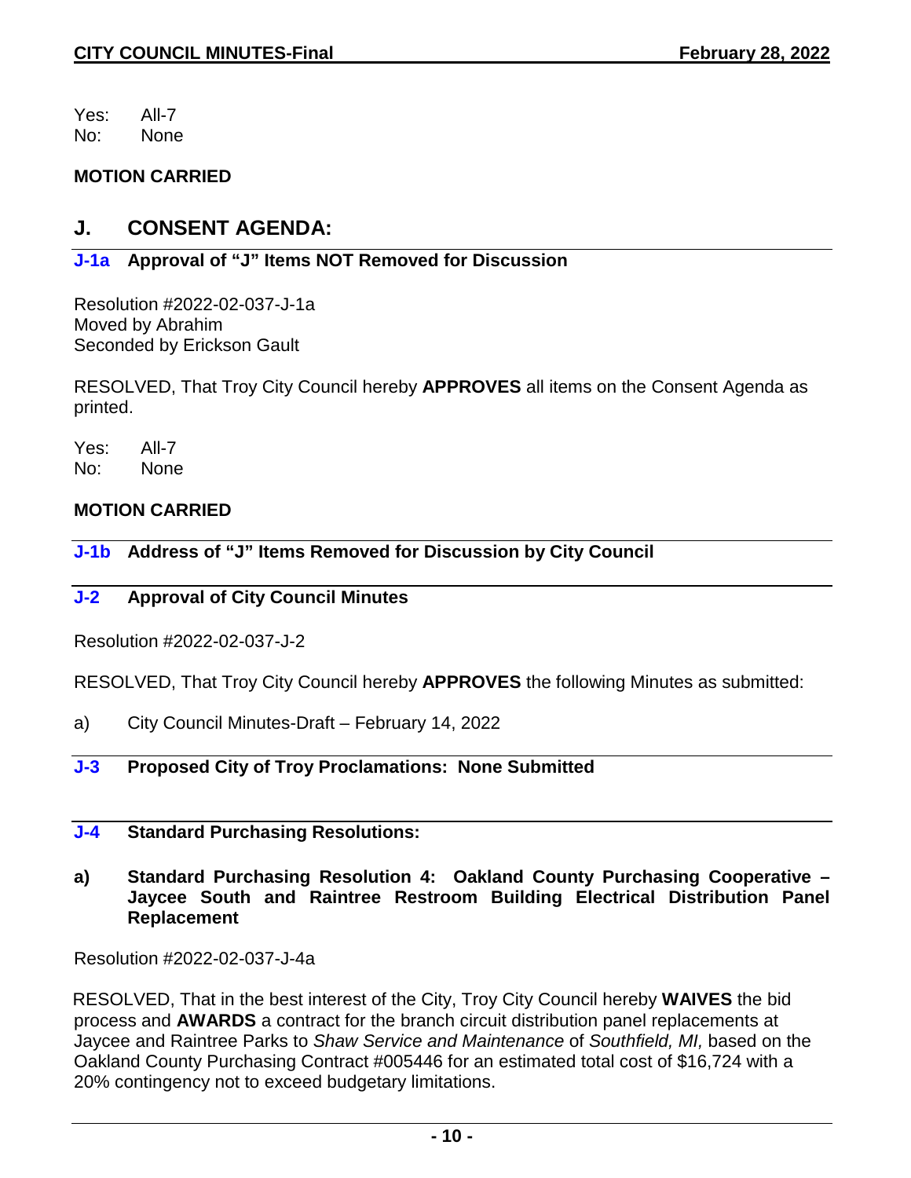Yes: All-7
No: None

**MOTION CARRIED**

## J. CONSENT AGENDA:

### J-1a Approval of "J" Items NOT Removed for Discussion

Resolution #2022-02-037-J-1a
Moved by Abrahim
Seconded by Erickson Gault

RESOLVED, That Troy City Council hereby **APPROVES** all items on the Consent Agenda as printed.

Yes: All-7
No: None

**MOTION CARRIED**

### J-1b Address of "J" Items Removed for Discussion by City Council

### J-2 Approval of City Council Minutes

Resolution #2022-02-037-J-2

RESOLVED, That Troy City Council hereby **APPROVES** the following Minutes as submitted:

a) City Council Minutes-Draft – February 14, 2022

### J-3 Proposed City of Troy Proclamations: None Submitted

### J-4 Standard Purchasing Resolutions:

**a) Standard Purchasing Resolution 4: Oakland County Purchasing Cooperative – Jaycee South and Raintree Restroom Building Electrical Distribution Panel Replacement**

Resolution #2022-02-037-J-4a

RESOLVED, That in the best interest of the City, Troy City Council hereby **WAIVES** the bid process and **AWARDS** a contract for the branch circuit distribution panel replacements at Jaycee and Raintree Parks to *Shaw Service and Maintenance* of *Southfield, MI,* based on the Oakland County Purchasing Contract #005446 for an estimated total cost of $16,724 with a 20% contingency not to exceed budgetary limitations.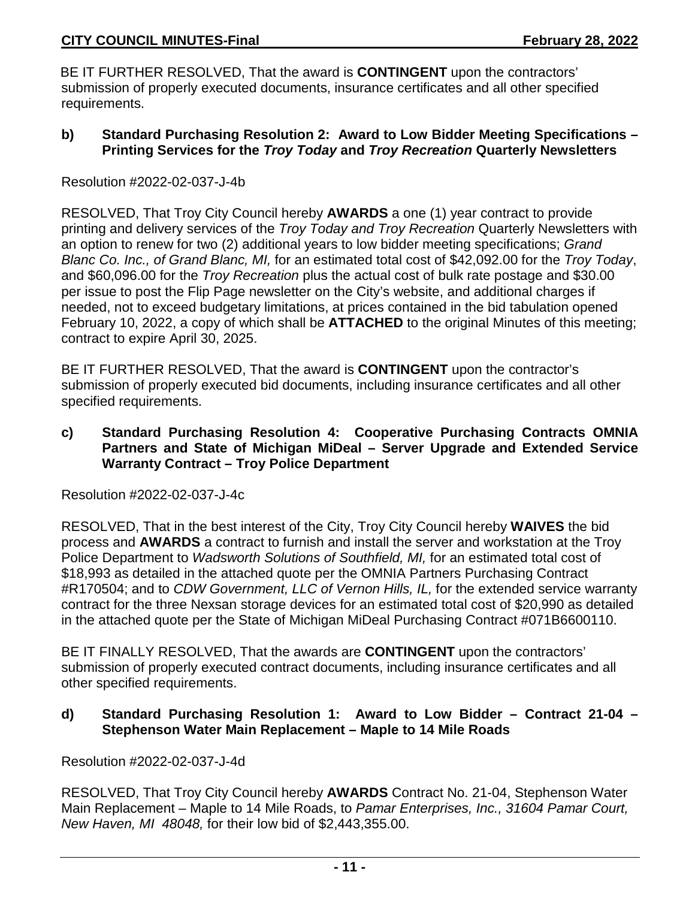BE IT FURTHER RESOLVED, That the award is **CONTINGENT** upon the contractors' submission of properly executed documents, insurance certificates and all other specified requirements.

**b) Standard Purchasing Resolution 2: Award to Low Bidder Meeting Specifications – Printing Services for the *Troy Today* and *Troy Recreation* Quarterly Newsletters**

Resolution #2022-02-037-J-4b

RESOLVED, That Troy City Council hereby **AWARDS** a one (1) year contract to provide printing and delivery services of the *Troy Today and Troy Recreation* Quarterly Newsletters with an option to renew for two (2) additional years to low bidder meeting specifications; *Grand Blanc Co. Inc., of Grand Blanc, MI,* for an estimated total cost of $42,092.00 for the *Troy Today*, and $60,096.00 for the *Troy Recreation* plus the actual cost of bulk rate postage and $30.00 per issue to post the Flip Page newsletter on the City's website, and additional charges if needed, not to exceed budgetary limitations, at prices contained in the bid tabulation opened February 10, 2022, a copy of which shall be **ATTACHED** to the original Minutes of this meeting; contract to expire April 30, 2025.

BE IT FURTHER RESOLVED, That the award is **CONTINGENT** upon the contractor's submission of properly executed bid documents, including insurance certificates and all other specified requirements.

**c) Standard Purchasing Resolution 4: Cooperative Purchasing Contracts OMNIA Partners and State of Michigan MiDeal – Server Upgrade and Extended Service Warranty Contract – Troy Police Department**

Resolution #2022-02-037-J-4c

RESOLVED, That in the best interest of the City, Troy City Council hereby **WAIVES** the bid process and **AWARDS** a contract to furnish and install the server and workstation at the Troy Police Department to *Wadsworth Solutions of Southfield, MI,* for an estimated total cost of $18,993 as detailed in the attached quote per the OMNIA Partners Purchasing Contract #R170504; and to *CDW Government, LLC of Vernon Hills, IL,* for the extended service warranty contract for the three Nexsan storage devices for an estimated total cost of $20,990 as detailed in the attached quote per the State of Michigan MiDeal Purchasing Contract #071B6600110.

BE IT FINALLY RESOLVED, That the awards are **CONTINGENT** upon the contractors' submission of properly executed contract documents, including insurance certificates and all other specified requirements.

**d) Standard Purchasing Resolution 1: Award to Low Bidder – Contract 21-04 – Stephenson Water Main Replacement – Maple to 14 Mile Roads**

Resolution #2022-02-037-J-4d

RESOLVED, That Troy City Council hereby **AWARDS** Contract No. 21-04, Stephenson Water Main Replacement – Maple to 14 Mile Roads, to *Pamar Enterprises, Inc., 31604 Pamar Court, New Haven, MI 48048,* for their low bid of $2,443,355.00.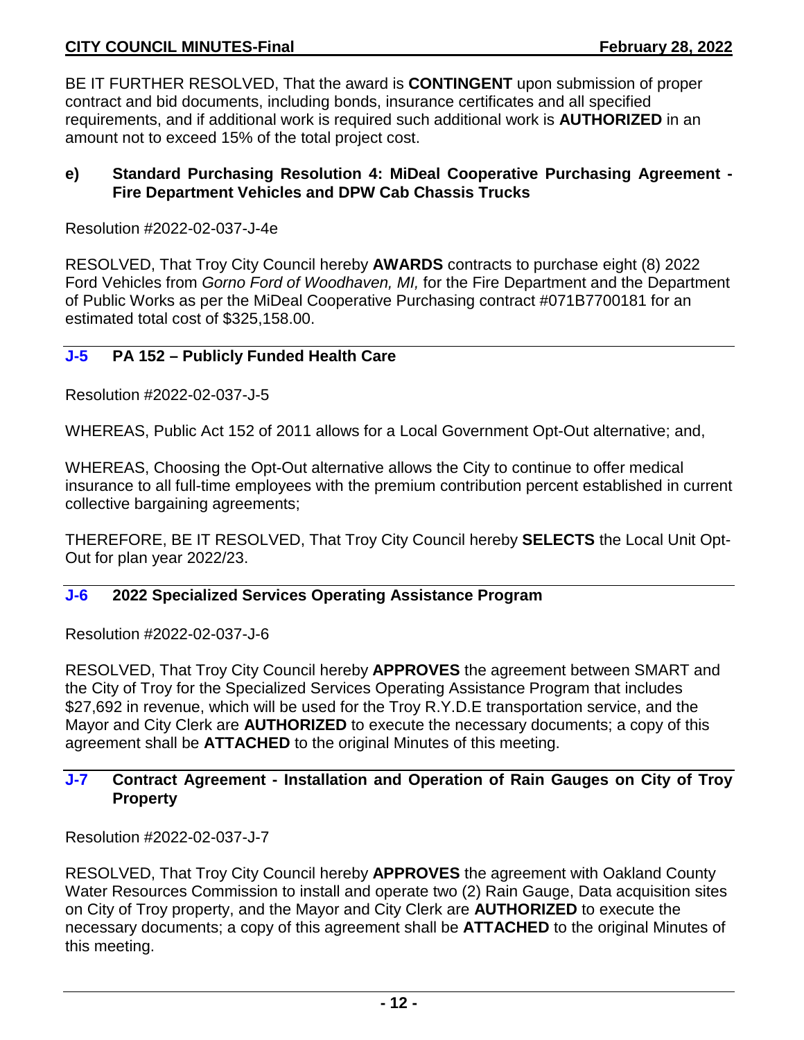BE IT FURTHER RESOLVED, That the award is **CONTINGENT** upon submission of proper contract and bid documents, including bonds, insurance certificates and all specified requirements, and if additional work is required such additional work is **AUTHORIZED** in an amount not to exceed 15% of the total project cost.

### e) Standard Purchasing Resolution 4: MiDeal Cooperative Purchasing Agreement - Fire Department Vehicles and DPW Cab Chassis Trucks

Resolution #2022-02-037-J-4e

RESOLVED, That Troy City Council hereby **AWARDS** contracts to purchase eight (8) 2022 Ford Vehicles from *Gorno Ford of Woodhaven, MI,* for the Fire Department and the Department of Public Works as per the MiDeal Cooperative Purchasing contract #071B7700181 for an estimated total cost of $325,158.00.

---

### J-5 PA 152 – Publicly Funded Health Care

Resolution #2022-02-037-J-5

WHEREAS, Public Act 152 of 2011 allows for a Local Government Opt-Out alternative; and,

WHEREAS, Choosing the Opt-Out alternative allows the City to continue to offer medical insurance to all full-time employees with the premium contribution percent established in current collective bargaining agreements;

THEREFORE, BE IT RESOLVED, That Troy City Council hereby **SELECTS** the Local Unit Opt-Out for plan year 2022/23.

---

### J-6 2022 Specialized Services Operating Assistance Program

Resolution #2022-02-037-J-6

RESOLVED, That Troy City Council hereby **APPROVES** the agreement between SMART and the City of Troy for the Specialized Services Operating Assistance Program that includes $27,692 in revenue, which will be used for the Troy R.Y.D.E transportation service, and the Mayor and City Clerk are **AUTHORIZED** to execute the necessary documents; a copy of this agreement shall be **ATTACHED** to the original Minutes of this meeting.

---

### J-7 Contract Agreement - Installation and Operation of Rain Gauges on City of Troy Property

Resolution #2022-02-037-J-7

RESOLVED, That Troy City Council hereby **APPROVES** the agreement with Oakland County Water Resources Commission to install and operate two (2) Rain Gauge, Data acquisition sites on City of Troy property, and the Mayor and City Clerk are **AUTHORIZED** to execute the necessary documents; a copy of this agreement shall be **ATTACHED** to the original Minutes of this meeting.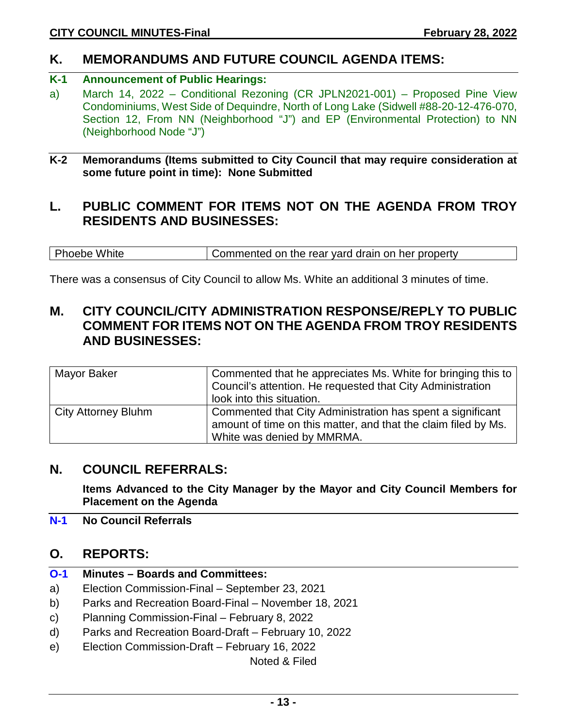## K. MEMORANDUMS AND FUTURE COUNCIL AGENDA ITEMS:

### K-1 Announcement of Public Hearings:

a) March 14, 2022 – Conditional Rezoning (CR JPLN2021-001) – Proposed Pine View Condominiums, West Side of Dequindre, North of Long Lake (Sidwell #88-20-12-476-070, Section 12, From NN (Neighborhood "J") and EP (Environmental Protection) to NN (Neighborhood Node "J")

### K-2 Memorandums (Items submitted to City Council that may require consideration at some future point in time): None Submitted

## L. PUBLIC COMMENT FOR ITEMS NOT ON THE AGENDA FROM TROY RESIDENTS AND BUSINESSES:

| | |
|---|---|
| Phoebe White | Commented on the rear yard drain on her property |

There was a consensus of City Council to allow Ms. White an additional 3 minutes of time.

## M. CITY COUNCIL/CITY ADMINISTRATION RESPONSE/REPLY TO PUBLIC COMMENT FOR ITEMS NOT ON THE AGENDA FROM TROY RESIDENTS AND BUSINESSES:

| | |
|---|---|
| Mayor Baker | Commented that he appreciates Ms. White for bringing this to Council's attention. He requested that City Administration look into this situation. |
| City Attorney Bluhm | Commented that City Administration has spent a significant amount of time on this matter, and that the claim filed by Ms. White was denied by MMRMA. |

## N. COUNCIL REFERRALS:

**Items Advanced to the City Manager by the Mayor and City Council Members for Placement on the Agenda**

### N-1 No Council Referrals

## O. REPORTS:

### O-1 Minutes – Boards and Committees:

a) Election Commission-Final – September 23, 2021
b) Parks and Recreation Board-Final – November 18, 2021
c) Planning Commission-Final – February 8, 2022
d) Parks and Recreation Board-Draft – February 10, 2022
e) Election Commission-Draft – February 16, 2022

Noted & Filed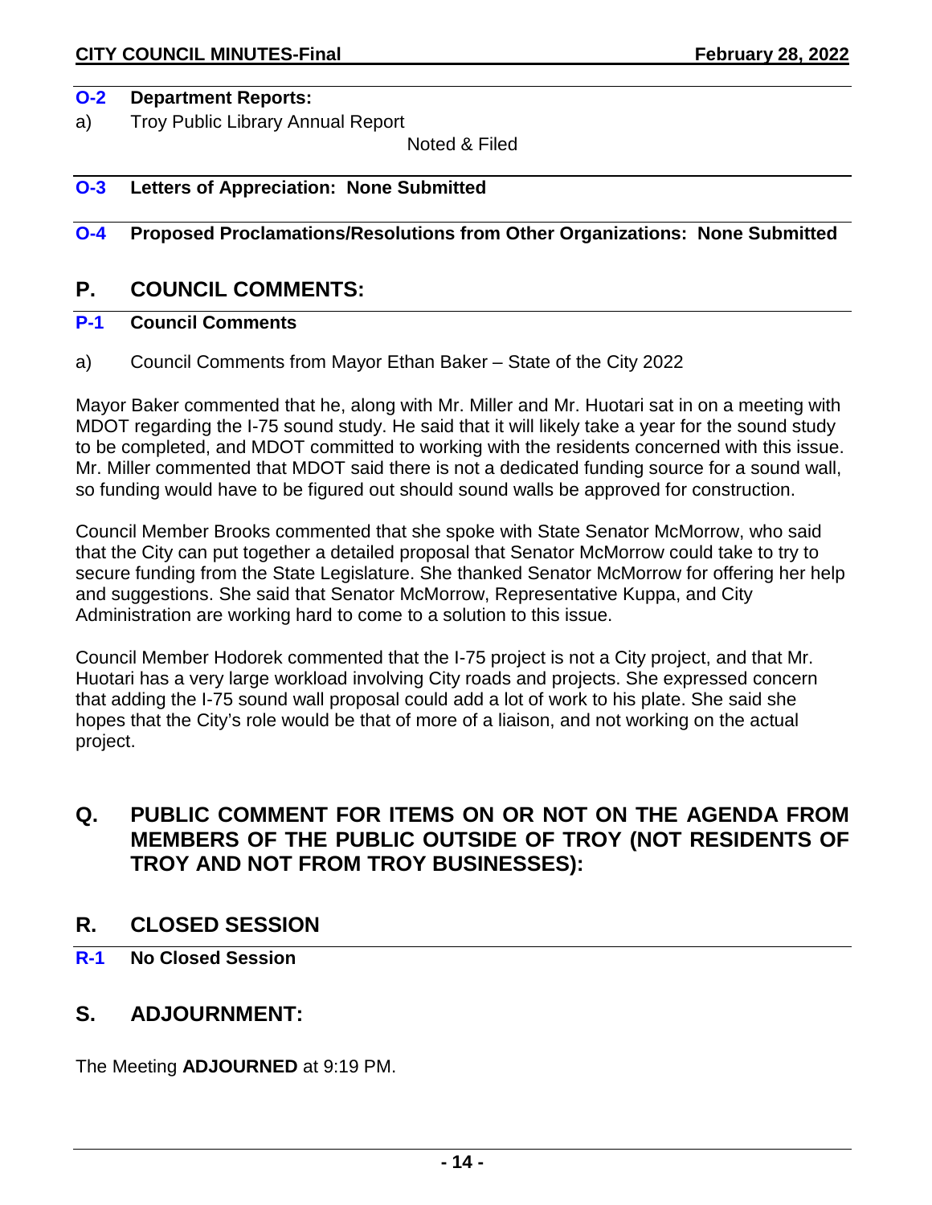### O-2 Department Reports:

a) Troy Public Library Annual Report

Noted & Filed

### O-3 Letters of Appreciation: None Submitted

### O-4 Proposed Proclamations/Resolutions from Other Organizations: None Submitted

## P. COUNCIL COMMENTS:

### P-1 Council Comments

a) Council Comments from Mayor Ethan Baker – State of the City 2022

Mayor Baker commented that he, along with Mr. Miller and Mr. Huotari sat in on a meeting with MDOT regarding the I-75 sound study. He said that it will likely take a year for the sound study to be completed, and MDOT committed to working with the residents concerned with this issue. Mr. Miller commented that MDOT said there is not a dedicated funding source for a sound wall, so funding would have to be figured out should sound walls be approved for construction.

Council Member Brooks commented that she spoke with State Senator McMorrow, who said that the City can put together a detailed proposal that Senator McMorrow could take to try to secure funding from the State Legislature. She thanked Senator McMorrow for offering her help and suggestions. She said that Senator McMorrow, Representative Kuppa, and City Administration are working hard to come to a solution to this issue.

Council Member Hodorek commented that the I-75 project is not a City project, and that Mr. Huotari has a very large workload involving City roads and projects. She expressed concern that adding the I-75 sound wall proposal could add a lot of work to his plate. She said she hopes that the City's role would be that of more of a liaison, and not working on the actual project.

## Q. PUBLIC COMMENT FOR ITEMS ON OR NOT ON THE AGENDA FROM MEMBERS OF THE PUBLIC OUTSIDE OF TROY (NOT RESIDENTS OF TROY AND NOT FROM TROY BUSINESSES):

## R. CLOSED SESSION

### R-1 No Closed Session

## S. ADJOURNMENT:

The Meeting **ADJOURNED** at 9:19 PM.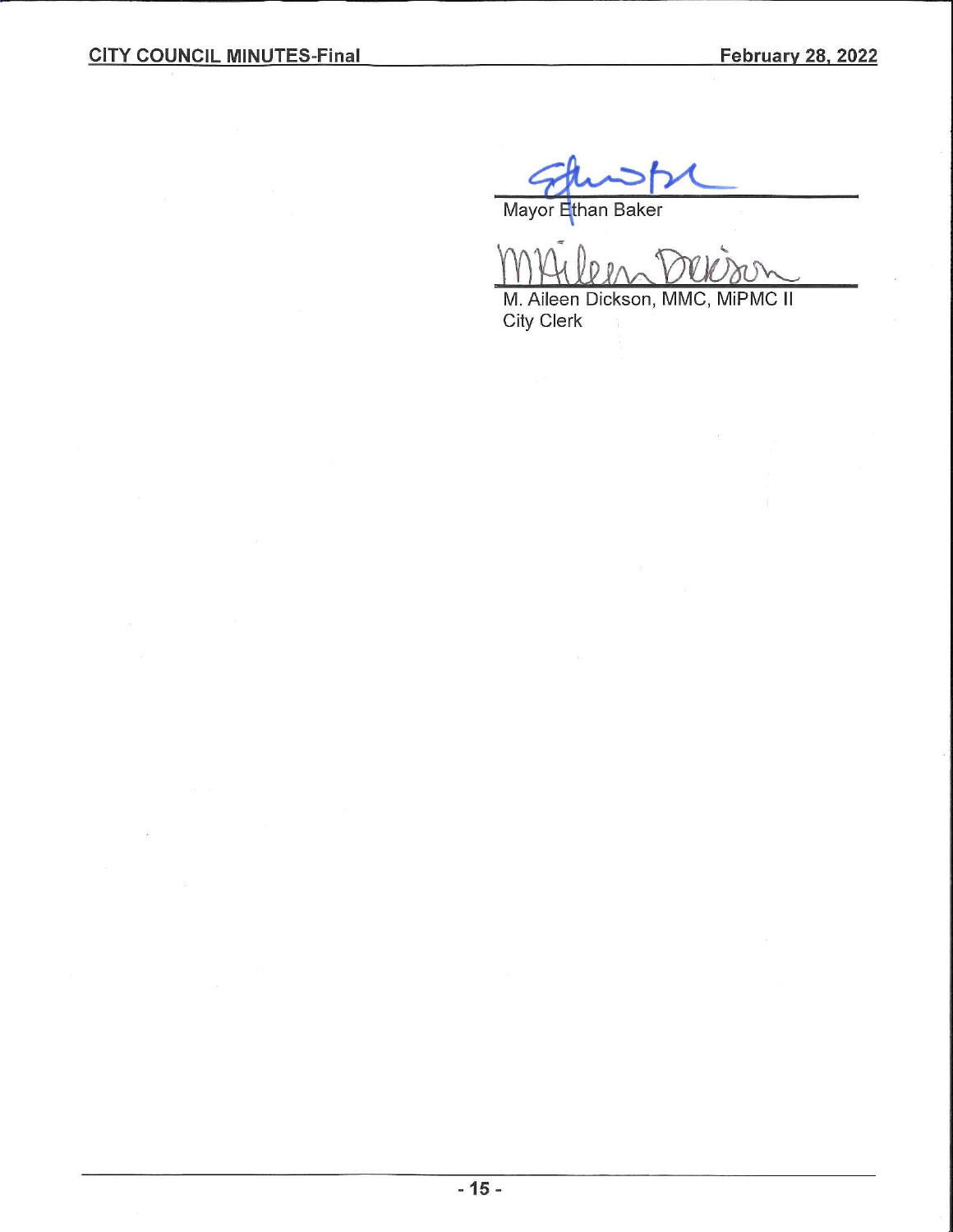Mayor Ethan Baker

M. Aileen Dickson, MMC, MiPMC II
City Clerk